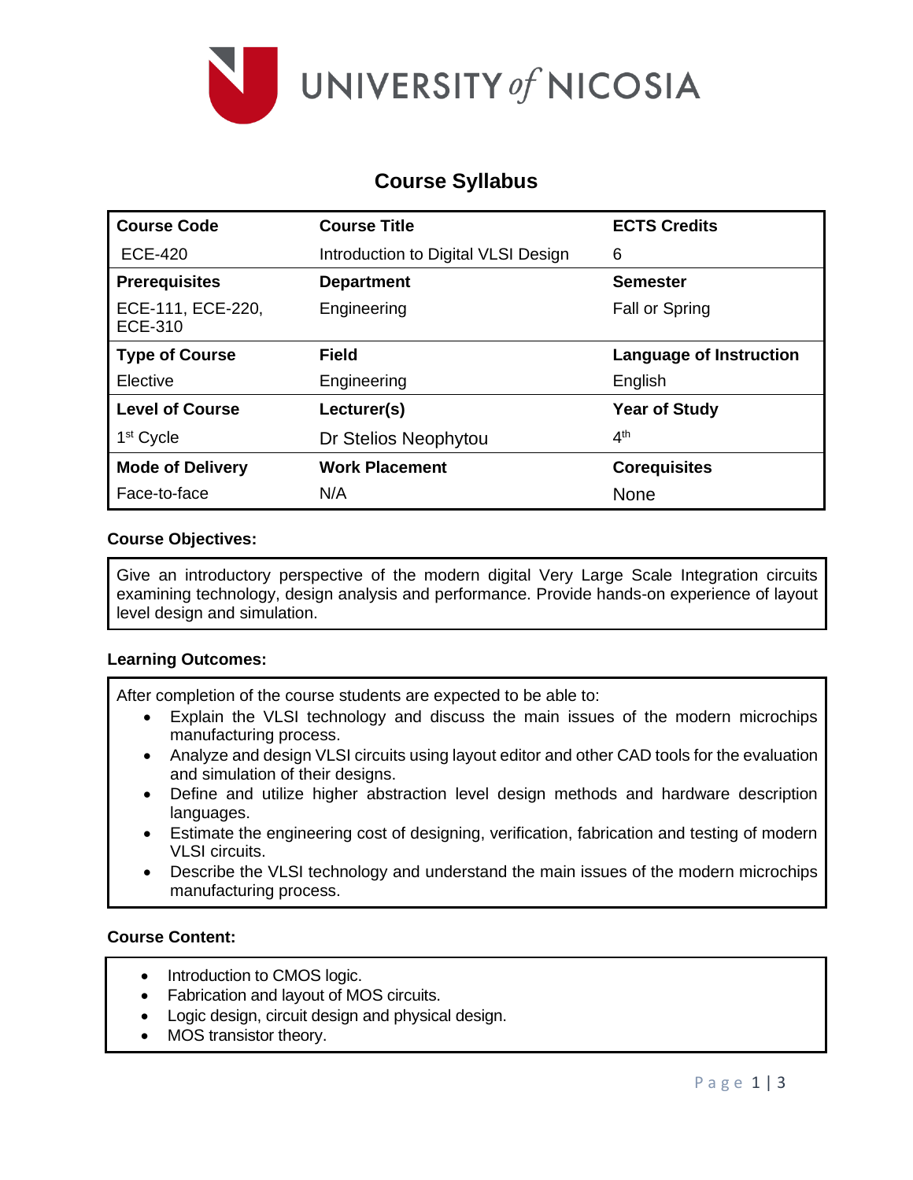# Course Syllabus

| Course Code | Course Title | ECTS Credits |
|---|---|---|
| ECE-420 | Introduction to Digital VLSI Design | 6 |
| **Prerequisites** | **Department** | **Semester** |
| ECE-111, ECE-220, ECE-310 | Engineering | Fall or Spring |
| **Type of Course** | **Field** | **Language of Instruction** |
| Elective | Engineering | English |
| **Level of Course** | **Lecturer(s)** | **Year of Study** |
| 1st Cycle | Dr Stelios Neophytou | 4th |
| **Mode of Delivery** | **Work Placement** | **Corequisites** |
| Face-to-face | N/A | None |

### Course Objectives:

Give an introductory perspective of the modern digital Very Large Scale Integration circuits examining technology, design analysis and performance. Provide hands-on experience of layout level design and simulation.

### Learning Outcomes:

After completion of the course students are expected to be able to:

- Explain the VLSI technology and discuss the main issues of the modern microchips manufacturing process.
- Analyze and design VLSI circuits using layout editor and other CAD tools for the evaluation and simulation of their designs.
- Define and utilize higher abstraction level design methods and hardware description languages.
- Estimate the engineering cost of designing, verification, fabrication and testing of modern VLSI circuits.
- Describe the VLSI technology and understand the main issues of the modern microchips manufacturing process.

### Course Content:

- Introduction to CMOS logic.
- Fabrication and layout of MOS circuits.
- Logic design, circuit design and physical design.
- MOS transistor theory.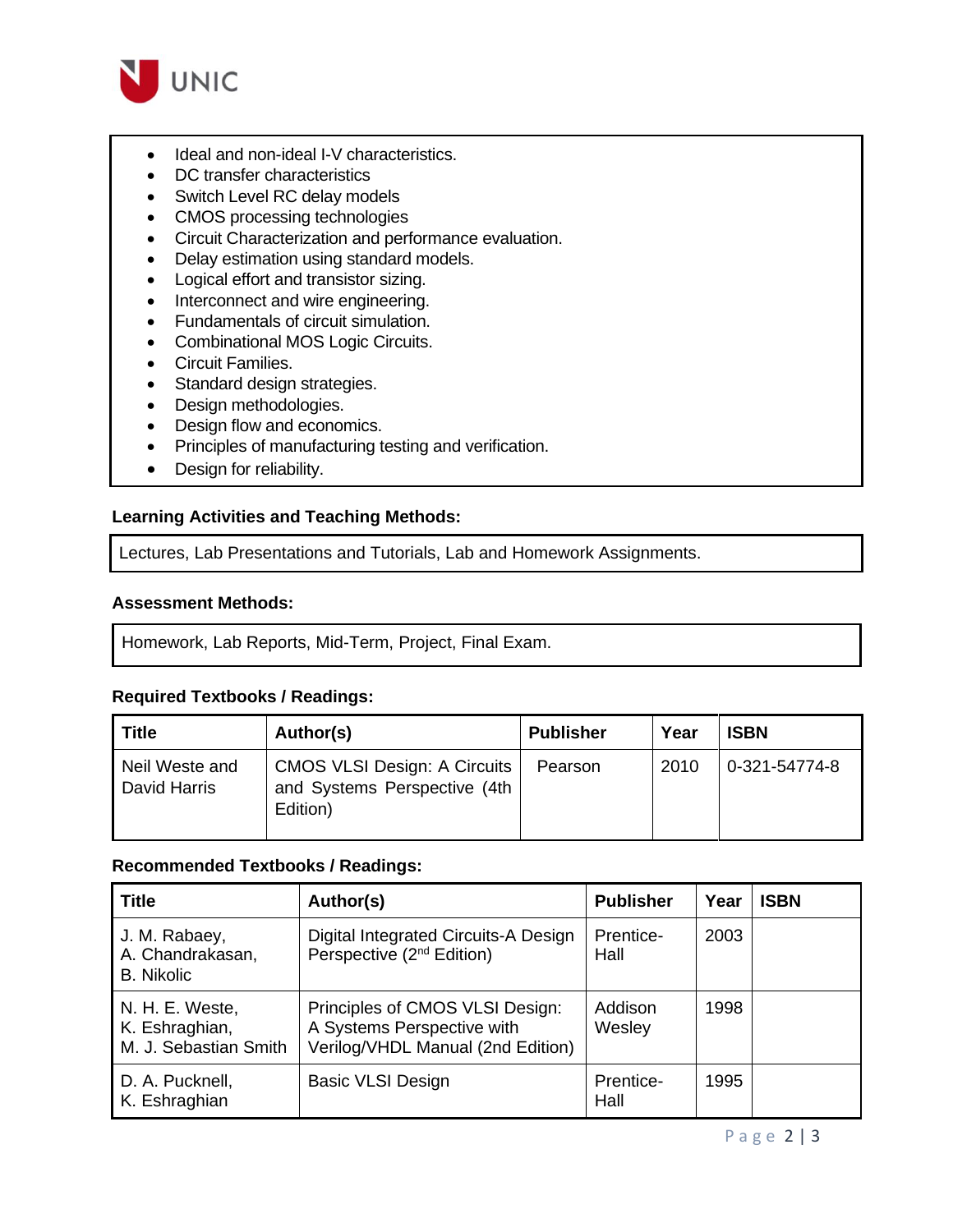- Ideal and non-ideal I-V characteristics.
- DC transfer characteristics
- Switch Level RC delay models
- CMOS processing technologies
- Circuit Characterization and performance evaluation.
- Delay estimation using standard models.
- Logical effort and transistor sizing.
- Interconnect and wire engineering.
- Fundamentals of circuit simulation.
- Combinational MOS Logic Circuits.
- Circuit Families.
- Standard design strategies.
- Design methodologies.
- Design flow and economics.
- Principles of manufacturing testing and verification.
- Design for reliability.

**Learning Activities and Teaching Methods:**

Lectures, Lab Presentations and Tutorials, Lab and Homework Assignments.

**Assessment Methods:**

Homework, Lab Reports, Mid-Term, Project, Final Exam.

**Required Textbooks / Readings:**

| Title | Author(s) | Publisher | Year | ISBN |
|---|---|---|---|---|
| Neil Weste and David Harris | CMOS VLSI Design: A Circuits and Systems Perspective (4th Edition) | Pearson | 2010 | 0-321-54774-8 |

**Recommended Textbooks / Readings:**

| Title | Author(s) | Publisher | Year | ISBN |
|---|---|---|---|---|
| J. M. Rabaey, A. Chandrakasan, B. Nikolic | Digital Integrated Circuits-A Design Perspective (2nd Edition) | Prentice-Hall | 2003 | |
| N. H. E. Weste, K. Eshraghian, M. J. Sebastian Smith | Principles of CMOS VLSI Design: A Systems Perspective with Verilog/VHDL Manual (2nd Edition) | Addison Wesley | 1998 | |
| D. A. Pucknell, K. Eshraghian | Basic VLSI Design | Prentice-Hall | 1995 | |